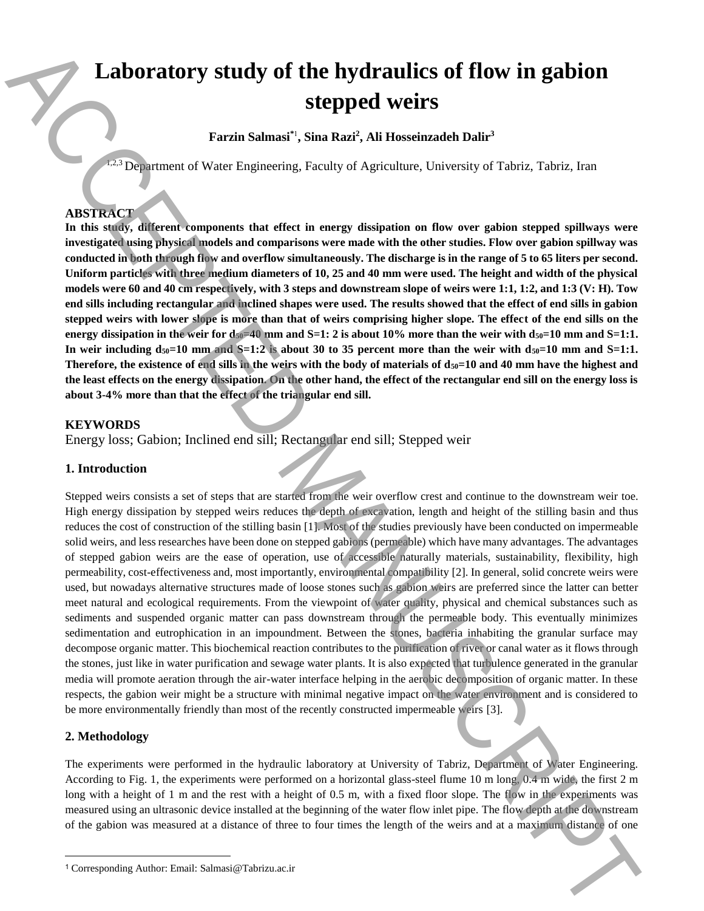# Laboratory study of the hydraulics of flow in gabion stepped weirs

**Farzin Salmasi*[1], Sina Razi[2], Ali Hosseinzadeh Dalir[3]**

[1,2,3] Department of Water Engineering, Faculty of Agriculture, University of Tabriz, Tabriz, Iran

## ABSTRACT

**In this study, different components that effect in energy dissipation on flow over gabion stepped spillways were investigated using physical models and comparisons were made with the other studies. Flow over gabion spillway was conducted in both through flow and overflow simultaneously. The discharge is in the range of 5 to 65 liters per second. Uniform particles with three medium diameters of 10, 25 and 40 mm were used. The height and width of the physical models were 60 and 40 cm respectively, with 3 steps and downstream slope of weirs were 1:1, 1:2, and 1:3 (V: H). Tow end sills including rectangular and inclined shapes were used. The results showed that the effect of end sills in gabion stepped weirs with lower slope is more than that of weirs comprising higher slope. The effect of the end sills on the energy dissipation in the weir for $d_{50}$=40 mm and S=1: 2 is about 10% more than the weir with $d_{50}$=10 mm and S=1:1. In weir including $d_{50}$=10 mm and S=1:2 is about 30 to 35 percent more than the weir with $d_{50}$=10 mm and S=1:1. Therefore, the existence of end sills in the weirs with the body of materials of $d_{50}$=10 and 40 mm have the highest and the least effects on the energy dissipation. On the other hand, the effect of the rectangular end sill on the energy loss is about 3-4% more than that the effect of the triangular end sill.**

## KEYWORDS

Energy loss; Gabion; Inclined end sill; Rectangular end sill; Stepped weir

## 1. Introduction

Stepped weirs consists a set of steps that are started from the weir overflow crest and continue to the downstream weir toe. High energy dissipation by stepped weirs reduces the depth of excavation, length and height of the stilling basin and thus reduces the cost of construction of the stilling basin [1]. Most of the studies previously have been conducted on impermeable solid weirs, and less researches have been done on stepped gabions (permeable) which have many advantages. The advantages of stepped gabion weirs are the ease of operation, use of accessible naturally materials, sustainability, flexibility, high permeability, cost-effectiveness and, most importantly, environmental compatibility [2]. In general, solid concrete weirs were used, but nowadays alternative structures made of loose stones such as gabion weirs are preferred since the latter can better meet natural and ecological requirements. From the viewpoint of water quality, physical and chemical substances such as sediments and suspended organic matter can pass downstream through the permeable body. This eventually minimizes sedimentation and eutrophication in an impoundment. Between the stones, bacteria inhabiting the granular surface may decompose organic matter. This biochemical reaction contributes to the purification of river or canal water as it flows through the stones, just like in water purification and sewage water plants. It is also expected that turbulence generated in the granular media will promote aeration through the air-water interface helping in the aerobic decomposition of organic matter. In these respects, the gabion weir might be a structure with minimal negative impact on the water environment and is considered to be more environmentally friendly than most of the recently constructed impermeable weirs [3].

## 2. Methodology

The experiments were performed in the hydraulic laboratory at University of Tabriz, Department of Water Engineering. According to Fig. 1, the experiments were performed on a horizontal glass-steel flume 10 m long, 0.4 m wide, the first 2 m long with a height of 1 m and the rest with a height of 0.5 m, with a fixed floor slope. The flow in the experiments was measured using an ultrasonic device installed at the beginning of the water flow inlet pipe. The flow depth at the downstream of the gabion was measured at a distance of three to four times the length of the weirs and at a maximum distance of one

[1] Corresponding Author: Email: Salmasi@Tabrizu.ac.ir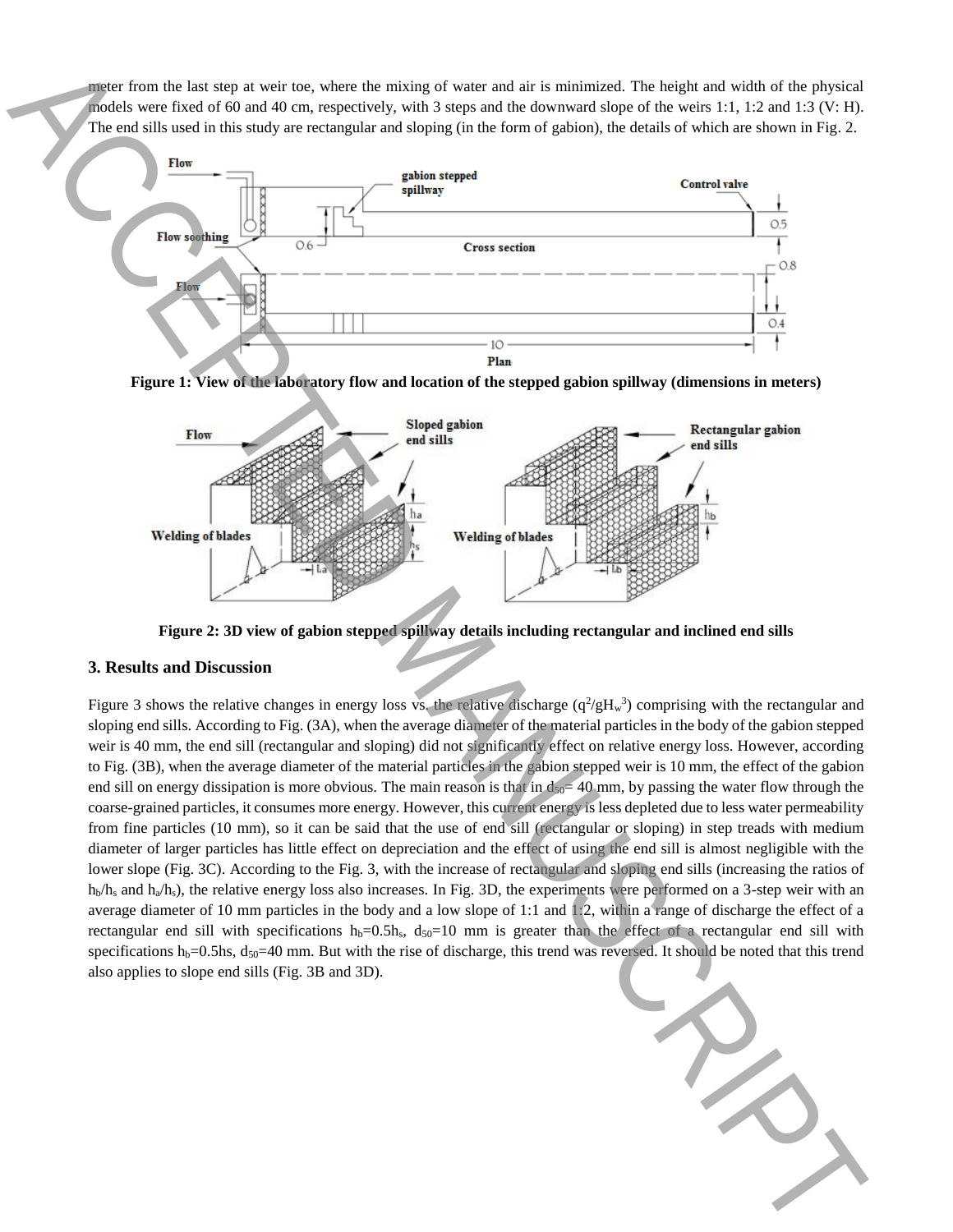meter from the last step at weir toe, where the mixing of water and air is minimized. The height and width of the physical models were fixed of 60 and 40 cm, respectively, with 3 steps and the downward slope of the weirs 1:1, 1:2 and 1:3 (V: H). The end sills used in this study are rectangular and sloping (in the form of gabion), the details of which are shown in Fig. 2.

**Figure 1: View of the laboratory flow and location of the stepped gabion spillway (dimensions in meters)**

**Figure 2: 3D view of gabion stepped spillway details including rectangular and inclined end sills**

## 3. Results and Discussion

Figure 3 shows the relative changes in energy loss vs. the relative discharge ($q^2/gH_w^3$) comprising with the rectangular and sloping end sills. According to Fig. (3A), when the average diameter of the material particles in the body of the gabion stepped weir is 40 mm, the end sill (rectangular and sloping) did not significantly effect on relative energy loss. However, according to Fig. (3B), when the average diameter of the material particles in the gabion stepped weir is 10 mm, the effect of the gabion end sill on energy dissipation is more obvious. The main reason is that in $d_{50}$= 40 mm, by passing the water flow through the coarse-grained particles, it consumes more energy. However, this current energy is less depleted due to less water permeability from fine particles (10 mm), so it can be said that the use of end sill (rectangular or sloping) in step treads with medium diameter of larger particles has little effect on depreciation and the effect of using the end sill is almost negligible with the lower slope (Fig. 3C). According to the Fig. 3, with the increase of rectangular and sloping end sills (increasing the ratios of $h_b/h_s$ and $h_a/h_s$), the relative energy loss also increases. In Fig. 3D, the experiments were performed on a 3-step weir with an average diameter of 10 mm particles in the body and a low slope of 1:1 and 1:2, within a range of discharge the effect of a rectangular end sill with specifications $h_b$=0.5$h_s$, $d_{50}$=10 mm is greater than the effect of a rectangular end sill with specifications $h_b$=0.5hs, $d_{50}$=40 mm. But with the rise of discharge, this trend was reversed. It should be noted that this trend also applies to slope end sills (Fig. 3B and 3D).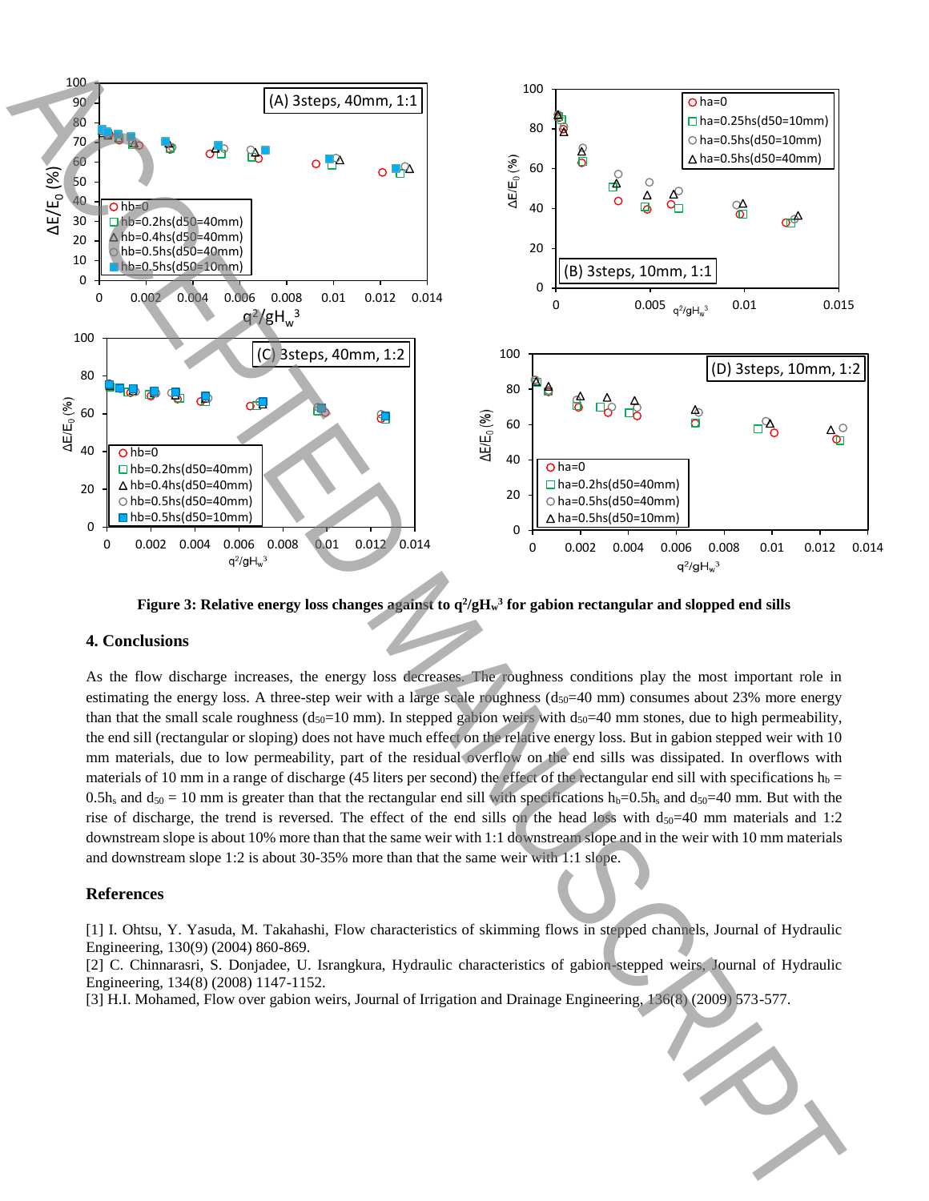(A) 3steps, 40mm, 1:1

100
90
80
70
60
50
40
30
20
10
0

$\Delta E/E_0$ (%)

0 0.002 0.004 0.006 0.008 0.01 0.012 0.014

$q^2/gH_w^3$

hb=0
hb=0.2hs(d50=40mm)
hb=0.4hs(d50=40mm)
hb=0.5hs(d50=40mm)
hb=0.5hs(d50=10mm)

(B) 3steps, 10mm, 1:1

100
80
60
40
20
0

$\Delta E/E_0$ (%)

0 0.005 0.01 0.015

$q^2/gH_w^3$

ha=0
ha=0.25hs(d50=10mm)
ha=0.5hs(d50=10mm)
ha=0.5hs(d50=40mm)

(C) 3steps, 40mm, 1:2

100
80
60
40
20
0

$\Delta E/E_0$ (%)

0 0.002 0.004 0.006 0.008 0.01 0.012 0.014

$q^2/gH_w^3$

hb=0
hb=0.2hs(d50=40mm)
hb=0.4hs(d50=40mm)
hb=0.5hs(d50=40mm)
hb=0.5hs(d50=10mm)

(D) 3steps, 10mm, 1:2

100
80
60
40
20
0

$\Delta E/E_0$ (%)

0 0.002 0.004 0.006 0.008 0.01 0.012 0.014

$q^2/gH_w^3$

ha=0
ha=0.2hs(d50=40mm)
ha=0.5hs(d50=40mm)
ha=0.5hs(d50=10mm)

**Figure 3: Relative energy loss changes against to $q^2/gH_w^3$ for gabion rectangular and slopped end sills**

## 4. Conclusions

As the flow discharge increases, the energy loss decreases. The roughness conditions play the most important role in estimating the energy loss. A three-step weir with a large scale roughness ($d_{50}$=40 mm) consumes about 23% more energy than that the small scale roughness ($d_{50}$=10 mm). In stepped gabion weirs with $d_{50}$=40 mm stones, due to high permeability, the end sill (rectangular or sloping) does not have much effect on the relative energy loss. But in gabion stepped weir with 10 mm materials, due to low permeability, part of the residual overflow on the end sills was dissipated. In overflows with materials of 10 mm in a range of discharge (45 liters per second) the effect of the rectangular end sill with specifications $h_b$ = $0.5h_s$ and $d_{50}$ = 10 mm is greater than that the rectangular end sill with specifications $h_b$=$0.5h_s$ and $d_{50}$=40 mm. But with the rise of discharge, the trend is reversed. The effect of the end sills on the head loss with $d_{50}$=40 mm materials and 1:2 downstream slope is about 10% more than that the same weir with 1:1 downstream slope and in the weir with 10 mm materials and downstream slope 1:2 is about 30-35% more than that the same weir with 1:1 slope.

## References

[1] I. Ohtsu, Y. Yasuda, M. Takahashi, Flow characteristics of skimming flows in stepped channels, Journal of Hydraulic Engineering, 130(9) (2004) 860-869.

[2] C. Chinnarasri, S. Donjadee, U. Israngkura, Hydraulic characteristics of gabion-stepped weirs, Journal of Hydraulic Engineering, 134(8) (2008) 1147-1152.

[3] H.I. Mohamed, Flow over gabion weirs, Journal of Irrigation and Drainage Engineering, 136(8) (2009) 573-577.